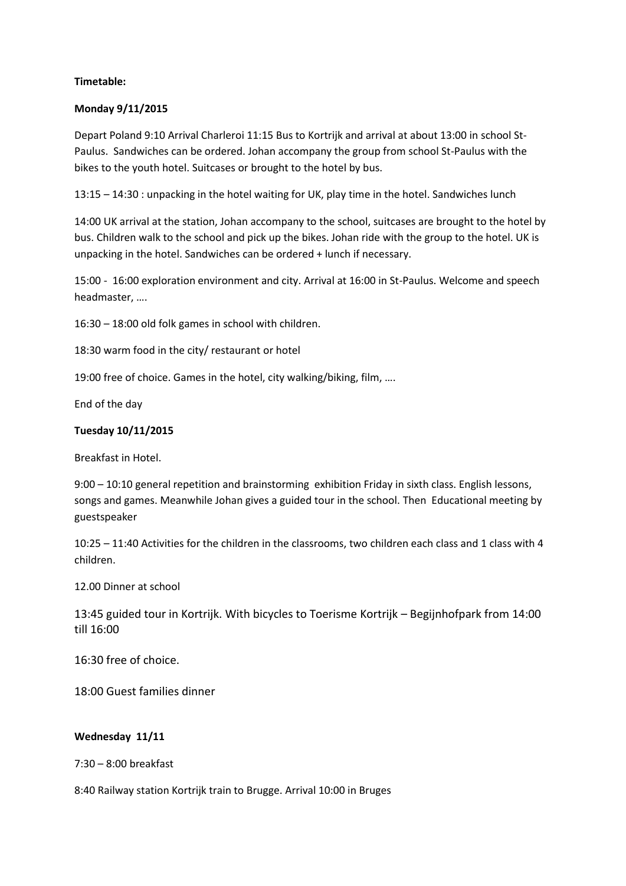**Timetable:**

**Monday 9/11/2015**

Depart Poland 9:10 Arrival Charleroi 11:15 Bus to Kortrijk and arrival at about 13:00 in school St-Paulus. Sandwiches can be ordered. Johan accompany the group from school St-Paulus with the bikes to the youth hotel. Suitcases or brought to the hotel by bus.

13:15 – 14:30 : unpacking in the hotel waiting for UK, play time in the hotel. Sandwiches lunch

14:00 UK arrival at the station, Johan accompany to the school, suitcases are brought to the hotel by bus. Children walk to the school and pick up the bikes. Johan ride with the group to the hotel. UK is unpacking in the hotel. Sandwiches can be ordered + lunch if necessary.

15:00 - 16:00 exploration environment and city. Arrival at 16:00 in St-Paulus. Welcome and speech headmaster, ….

16:30 – 18:00 old folk games in school with children.

18:30 warm food in the city/ restaurant or hotel

19:00 free of choice. Games in the hotel, city walking/biking, film, ….

End of the day

**Tuesday 10/11/2015**

Breakfast in Hotel.

9:00 – 10:10 general repetition and brainstorming exhibition Friday in sixth class. English lessons, songs and games. Meanwhile Johan gives a guided tour in the school. Then Educational meeting by guestspeaker

10:25 – 11:40 Activities for the children in the classrooms, two children each class and 1 class with 4 children.

12.00 Dinner at school

13:45 guided tour in Kortrijk. With bicycles to Toerisme Kortrijk – Begijnhofpark from 14:00 till 16:00

16:30 free of choice.

18:00 Guest families dinner

**Wednesday 11/11**

7:30 – 8:00 breakfast

8:40 Railway station Kortrijk train to Brugge. Arrival 10:00 in Bruges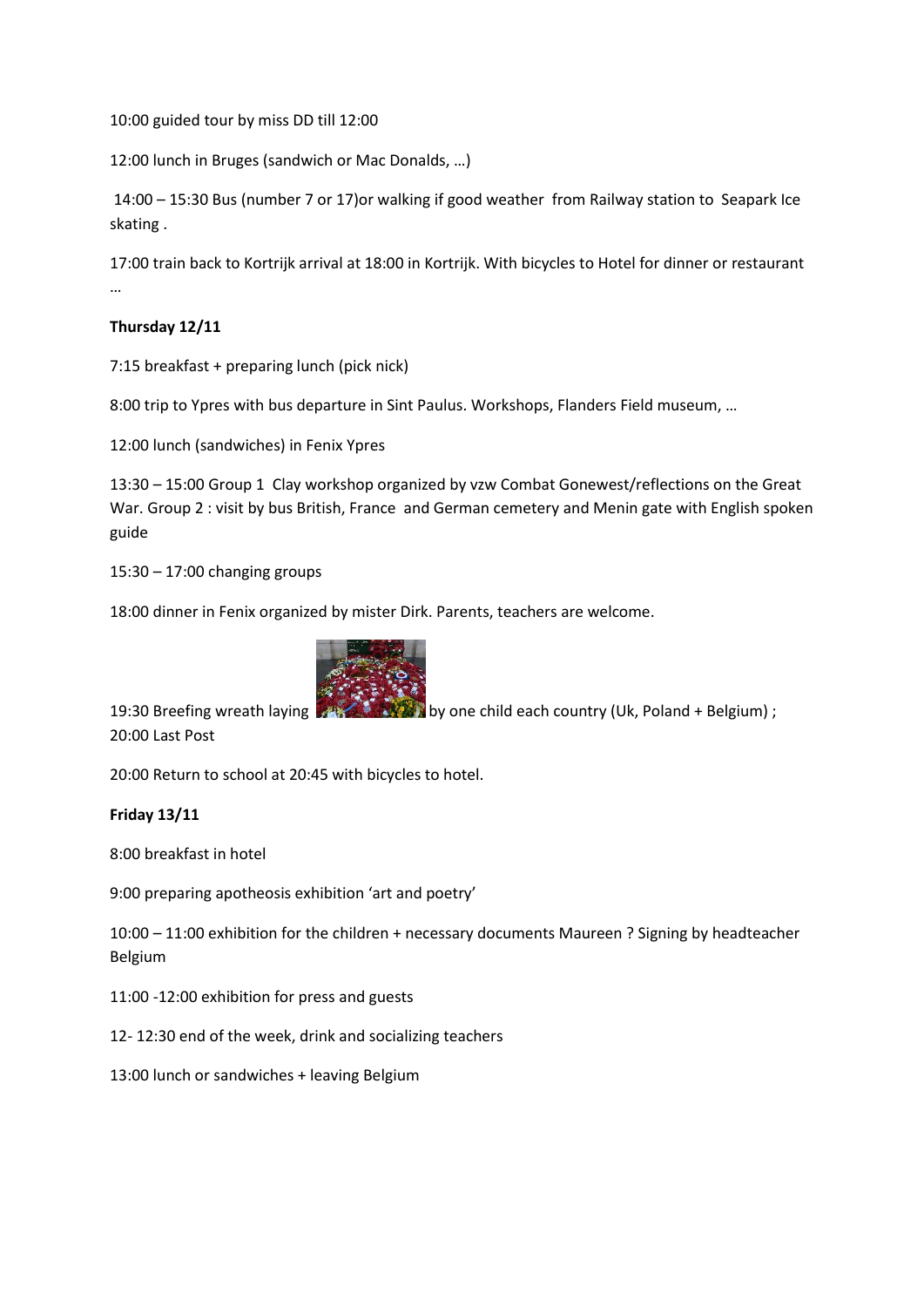10:00 guided tour by miss DD till 12:00

12:00 lunch in Bruges (sandwich or Mac Donalds, …)

14:00 – 15:30 Bus (number 7 or 17)or walking if good weather from Railway station to Seapark Ice skating .

17:00 train back to Kortrijk arrival at 18:00 in Kortrijk. With bicycles to Hotel for dinner or restaurant …

**Thursday 12/11**

7:15 breakfast + preparing lunch (pick nick)

8:00 trip to Ypres with bus departure in Sint Paulus. Workshops, Flanders Field museum, …

12:00 lunch (sandwiches) in Fenix Ypres

13:30 – 15:00 Group 1 Clay workshop organized by vzw Combat Gonewest/reflections on the Great War. Group 2 : visit by bus British, France and German cemetery and Menin gate with English spoken guide

15:30 – 17:00 changing groups

18:00 dinner in Fenix organized by mister Dirk. Parents, teachers are welcome.

19:30 Breefing wreath laying by one child each country (Uk, Poland + Belgium) ; 20:00 Last Post

20:00 Return to school at 20:45 with bicycles to hotel.

**Friday 13/11**

8:00 breakfast in hotel

9:00 preparing apotheosis exhibition 'art and poetry'

10:00 – 11:00 exhibition for the children + necessary documents Maureen ? Signing by headteacher Belgium

11:00 -12:00 exhibition for press and guests

12- 12:30 end of the week, drink and socializing teachers

13:00 lunch or sandwiches + leaving Belgium